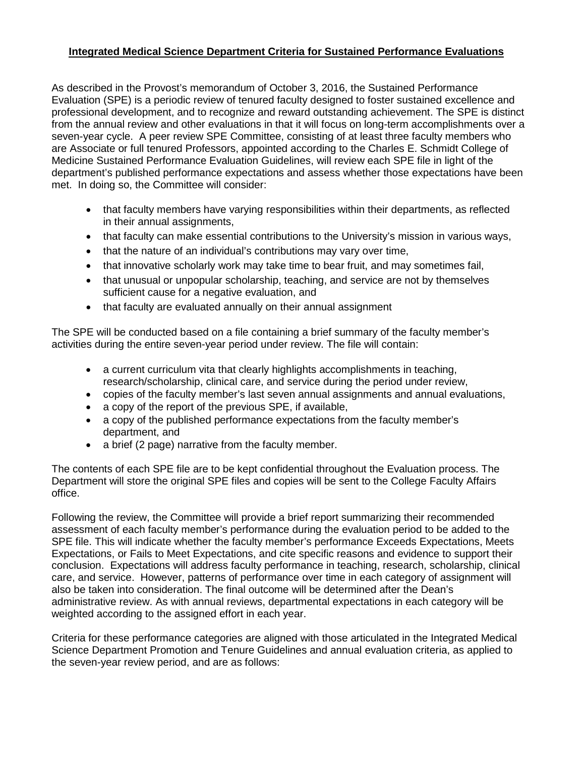**Integrated Medical Science Department Criteria for Sustained Performance Evaluations**

As described in the Provost's memorandum of October 3, 2016, the Sustained Performance Evaluation (SPE) is a periodic review of tenured faculty designed to foster sustained excellence and professional development, and to recognize and reward outstanding achievement. The SPE is distinct from the annual review and other evaluations in that it will focus on long-term accomplishments over a seven-year cycle. A peer review SPE Committee, consisting of at least three faculty members who are Associate or full tenured Professors, appointed according to the Charles E. Schmidt College of Medicine Sustained Performance Evaluation Guidelines, will review each SPE file in light of the department's published performance expectations and assess whether those expectations have been met. In doing so, the Committee will consider:

- that faculty members have varying responsibilities within their departments, as reflected in their annual assignments,
- that faculty can make essential contributions to the University's mission in various ways,
- that the nature of an individual's contributions may vary over time,
- that innovative scholarly work may take time to bear fruit, and may sometimes fail,
- that unusual or unpopular scholarship, teaching, and service are not by themselves sufficient cause for a negative evaluation, and
- that faculty are evaluated annually on their annual assignment

The SPE will be conducted based on a file containing a brief summary of the faculty member's activities during the entire seven-year period under review. The file will contain:

- a current curriculum vita that clearly highlights accomplishments in teaching, research/scholarship, clinical care, and service during the period under review,
- copies of the faculty member's last seven annual assignments and annual evaluations,
- a copy of the report of the previous SPE, if available,
- a copy of the published performance expectations from the faculty member's department, and
- a brief (2 page) narrative from the faculty member.

The contents of each SPE file are to be kept confidential throughout the Evaluation process. The Department will store the original SPE files and copies will be sent to the College Faculty Affairs office.

Following the review, the Committee will provide a brief report summarizing their recommended assessment of each faculty member's performance during the evaluation period to be added to the SPE file. This will indicate whether the faculty member's performance Exceeds Expectations, Meets Expectations, or Fails to Meet Expectations, and cite specific reasons and evidence to support their conclusion. Expectations will address faculty performance in teaching, research, scholarship, clinical care, and service. However, patterns of performance over time in each category of assignment will also be taken into consideration. The final outcome will be determined after the Dean's administrative review. As with annual reviews, departmental expectations in each category will be weighted according to the assigned effort in each year.

Criteria for these performance categories are aligned with those articulated in the Integrated Medical Science Department Promotion and Tenure Guidelines and annual evaluation criteria, as applied to the seven-year review period, and are as follows: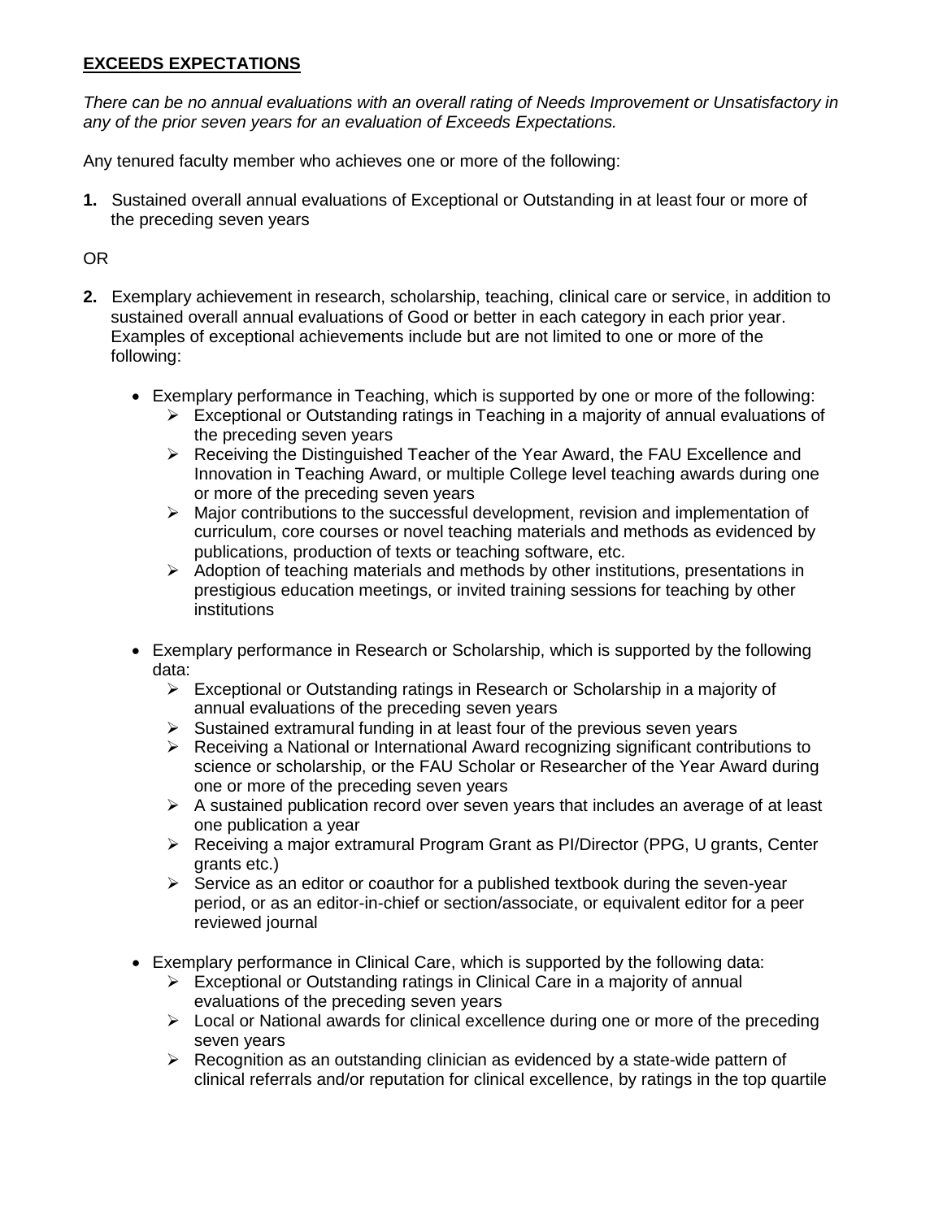**EXCEEDS EXPECTATIONS**

*There can be no annual evaluations with an overall rating of Needs Improvement or Unsatisfactory in any of the prior seven years for an evaluation of Exceeds Expectations.*

Any tenured faculty member who achieves one or more of the following:

**1.** Sustained overall annual evaluations of Exceptional or Outstanding in at least four or more of the preceding seven years

OR

**2.** Exemplary achievement in research, scholarship, teaching, clinical care or service, in addition to sustained overall annual evaluations of Good or better in each category in each prior year. Examples of exceptional achievements include but are not limited to one or more of the following:

- Exemplary performance in Teaching, which is supported by one or more of the following:
  - Exceptional or Outstanding ratings in Teaching in a majority of annual evaluations of the preceding seven years
  - Receiving the Distinguished Teacher of the Year Award, the FAU Excellence and Innovation in Teaching Award, or multiple College level teaching awards during one or more of the preceding seven years
  - Major contributions to the successful development, revision and implementation of curriculum, core courses or novel teaching materials and methods as evidenced by publications, production of texts or teaching software, etc.
  - Adoption of teaching materials and methods by other institutions, presentations in prestigious education meetings, or invited training sessions for teaching by other institutions

- Exemplary performance in Research or Scholarship, which is supported by the following data:
  - Exceptional or Outstanding ratings in Research or Scholarship in a majority of annual evaluations of the preceding seven years
  - Sustained extramural funding in at least four of the previous seven years
  - Receiving a National or International Award recognizing significant contributions to science or scholarship, or the FAU Scholar or Researcher of the Year Award during one or more of the preceding seven years
  - A sustained publication record over seven years that includes an average of at least one publication a year
  - Receiving a major extramural Program Grant as PI/Director (PPG, U grants, Center grants etc.)
  - Service as an editor or coauthor for a published textbook during the seven-year period, or as an editor-in-chief or section/associate, or equivalent editor for a peer reviewed journal

- Exemplary performance in Clinical Care, which is supported by the following data:
  - Exceptional or Outstanding ratings in Clinical Care in a majority of annual evaluations of the preceding seven years
  - Local or National awards for clinical excellence during one or more of the preceding seven years
  - Recognition as an outstanding clinician as evidenced by a state-wide pattern of clinical referrals and/or reputation for clinical excellence, by ratings in the top quartile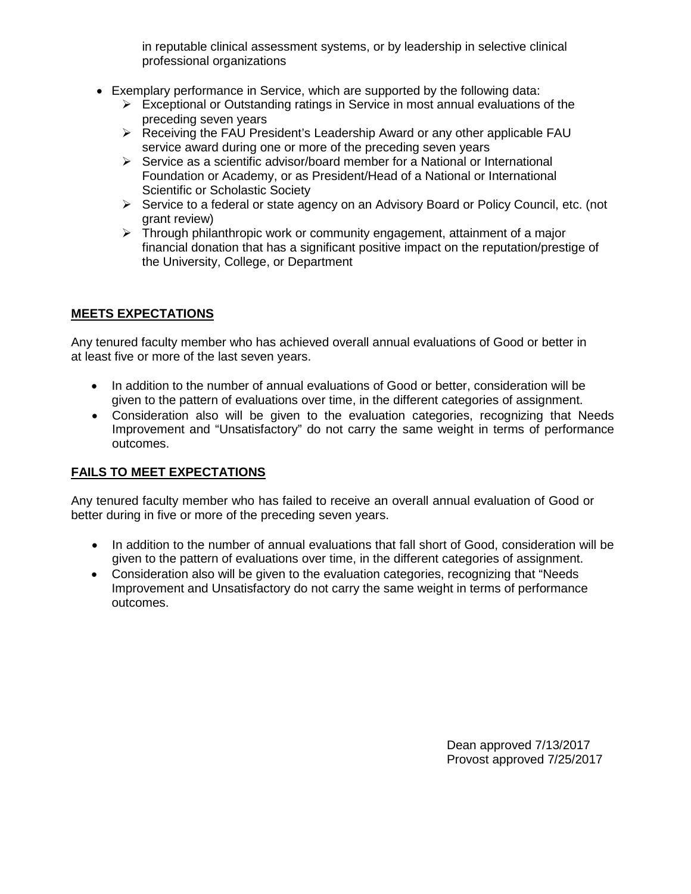in reputable clinical assessment systems, or by leadership in selective clinical professional organizations

- Exemplary performance in Service, which are supported by the following data:
  - Exceptional or Outstanding ratings in Service in most annual evaluations of the preceding seven years
  - Receiving the FAU President's Leadership Award or any other applicable FAU service award during one or more of the preceding seven years
  - Service as a scientific advisor/board member for a National or International Foundation or Academy, or as President/Head of a National or International Scientific or Scholastic Society
  - Service to a federal or state agency on an Advisory Board or Policy Council, etc. (not grant review)
  - Through philanthropic work or community engagement, attainment of a major financial donation that has a significant positive impact on the reputation/prestige of the University, College, or Department

**MEETS EXPECTATIONS**

Any tenured faculty member who has achieved overall annual evaluations of Good or better in at least five or more of the last seven years.

- In addition to the number of annual evaluations of Good or better, consideration will be given to the pattern of evaluations over time, in the different categories of assignment.
- Consideration also will be given to the evaluation categories, recognizing that Needs Improvement and "Unsatisfactory" do not carry the same weight in terms of performance outcomes.

**FAILS TO MEET EXPECTATIONS**

Any tenured faculty member who has failed to receive an overall annual evaluation of Good or better during in five or more of the preceding seven years.

- In addition to the number of annual evaluations that fall short of Good, consideration will be given to the pattern of evaluations over time, in the different categories of assignment.
- Consideration also will be given to the evaluation categories, recognizing that "Needs Improvement and Unsatisfactory do not carry the same weight in terms of performance outcomes.

Dean approved 7/13/2017
Provost approved 7/25/2017